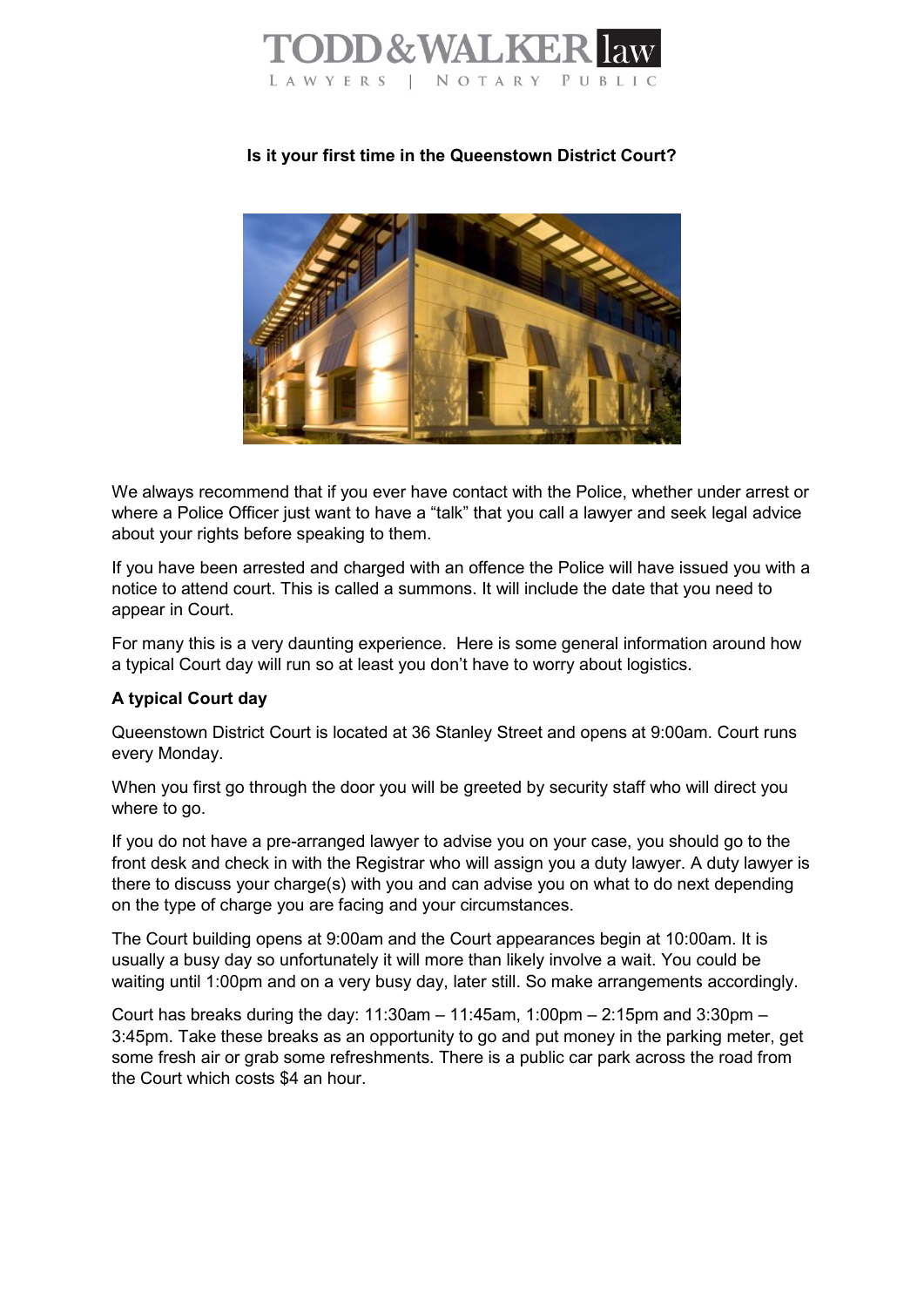# TODD & WALKER law

LAWYERS | NOTARY PUBLIC

**Is it your first time in the Queenstown District Court?**

We always recommend that if you ever have contact with the Police, whether under arrest or where a Police Officer just want to have a "talk" that you call a lawyer and seek legal advice about your rights before speaking to them.

If you have been arrested and charged with an offence the Police will have issued you with a notice to attend court. This is called a summons. It will include the date that you need to appear in Court.

For many this is a very daunting experience. Here is some general information around how a typical Court day will run so at least you don't have to worry about logistics.

**A typical Court day**

Queenstown District Court is located at 36 Stanley Street and opens at 9:00am. Court runs every Monday.

When you first go through the door you will be greeted by security staff who will direct you where to go.

If you do not have a pre-arranged lawyer to advise you on your case, you should go to the front desk and check in with the Registrar who will assign you a duty lawyer. A duty lawyer is there to discuss your charge(s) with you and can advise you on what to do next depending on the type of charge you are facing and your circumstances.

The Court building opens at 9:00am and the Court appearances begin at 10:00am. It is usually a busy day so unfortunately it will more than likely involve a wait. You could be waiting until 1:00pm and on a very busy day, later still. So make arrangements accordingly.

Court has breaks during the day: 11:30am – 11:45am, 1:00pm – 2:15pm and 3:30pm – 3:45pm. Take these breaks as an opportunity to go and put money in the parking meter, get some fresh air or grab some refreshments. There is a public car park across the road from the Court which costs $4 an hour.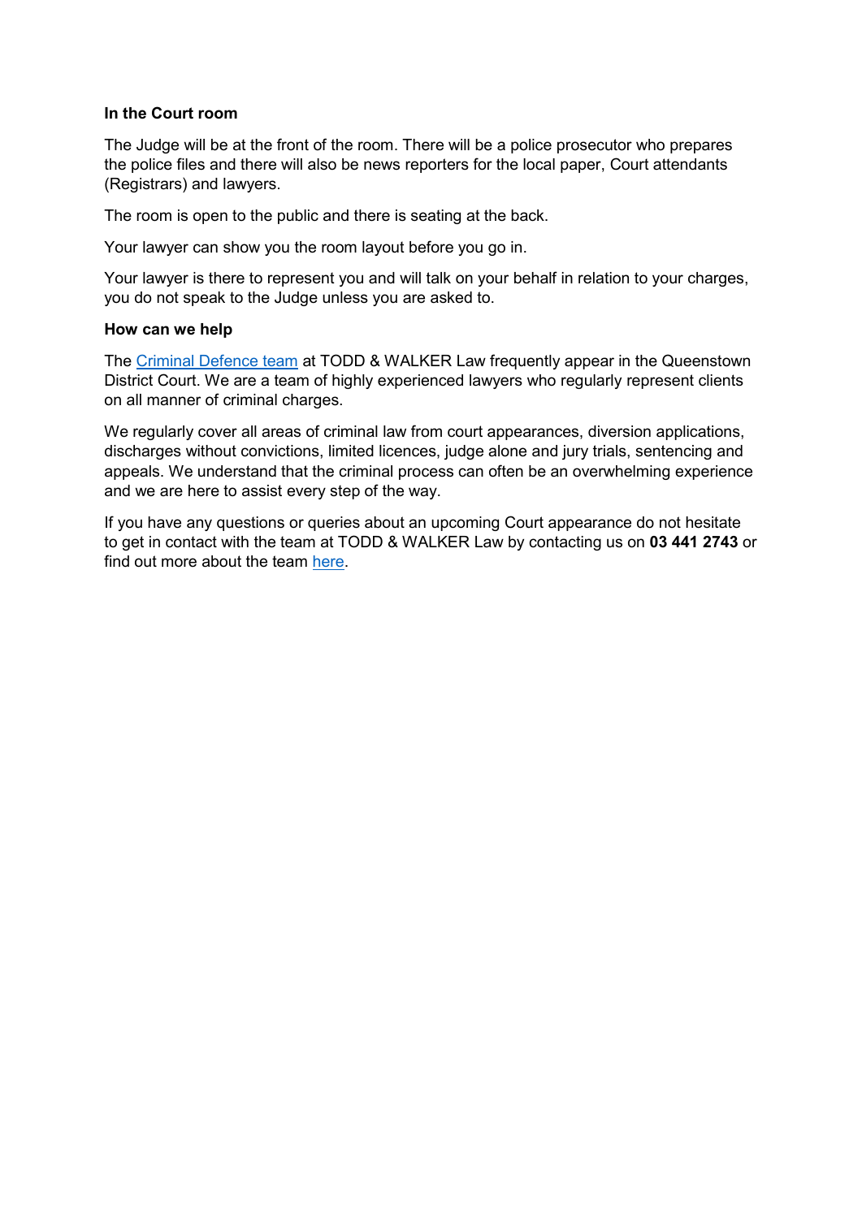**In the Court room**

The Judge will be at the front of the room. There will be a police prosecutor who prepares the police files and there will also be news reporters for the local paper, Court attendants (Registrars) and lawyers.

The room is open to the public and there is seating at the back.

Your lawyer can show you the room layout before you go in.

Your lawyer is there to represent you and will talk on your behalf in relation to your charges, you do not speak to the Judge unless you are asked to.

**How can we help**

The Criminal Defence team at TODD & WALKER Law frequently appear in the Queenstown District Court. We are a team of highly experienced lawyers who regularly represent clients on all manner of criminal charges.

We regularly cover all areas of criminal law from court appearances, diversion applications, discharges without convictions, limited licences, judge alone and jury trials, sentencing and appeals. We understand that the criminal process can often be an overwhelming experience and we are here to assist every step of the way.

If you have any questions or queries about an upcoming Court appearance do not hesitate to get in contact with the team at TODD & WALKER Law by contacting us on **03 441 2743** or find out more about the team here.